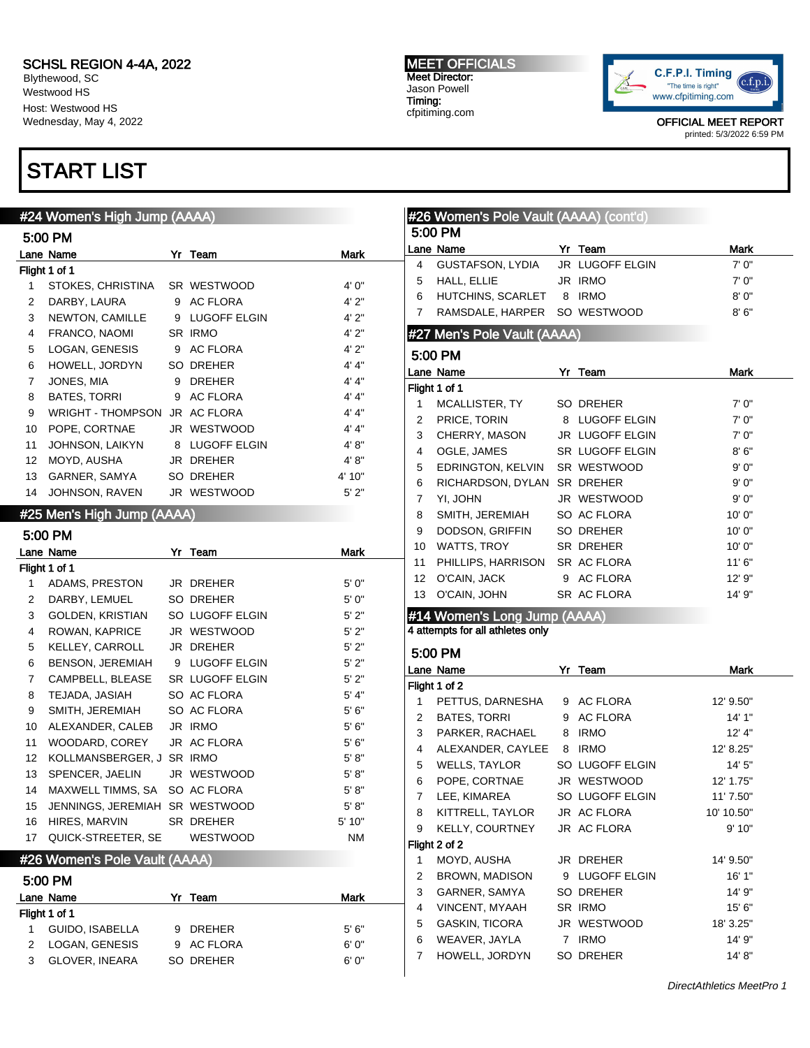SCHSL REGION 4-4A, 2022
Blythewood, SC
Westwood HS
Host: Westwood HS
Wednesday, May 4, 2022

**MEET OFFICIALS**
Meet Director:
Jason Powell
Timing:
cfpitiming.com

OFFICIAL MEET REPORT
printed: 5/3/2022 6:59 PM

# START LIST

## #24 Women's High Jump (AAAA)

5:00 PM

Flight 1 of 1

| Lane | Name | Yr | Team | Mark |
|---|---|---|---|---|
| 1 | STOKES, CHRISTINA | SR | WESTWOOD | 4' 0" |
| 2 | DARBY, LAURA | 9 | AC FLORA | 4' 2" |
| 3 | NEWTON, CAMILLE | 9 | LUGOFF ELGIN | 4' 2" |
| 4 | FRANCO, NAOMI | SR | IRMO | 4' 2" |
| 5 | LOGAN, GENESIS | 9 | AC FLORA | 4' 2" |
| 6 | HOWELL, JORDYN | SO | DREHER | 4' 4" |
| 7 | JONES, MIA | 9 | DREHER | 4' 4" |
| 8 | BATES, TORRI | 9 | AC FLORA | 4' 4" |
| 9 | WRIGHT - THOMPSON | JR | AC FLORA | 4' 4" |
| 10 | POPE, CORTNAE | JR | WESTWOOD | 4' 4" |
| 11 | JOHNSON, LAIKYN | 8 | LUGOFF ELGIN | 4' 8" |
| 12 | MOYD, AUSHA | JR | DREHER | 4' 8" |
| 13 | GARNER, SAMYA | SO | DREHER | 4' 10" |
| 14 | JOHNSON, RAVEN | JR | WESTWOOD | 5' 2" |

## #25 Men's High Jump (AAAA)

5:00 PM

Flight 1 of 1

| Lane | Name | Yr | Team | Mark |
|---|---|---|---|---|
| 1 | ADAMS, PRESTON | JR | DREHER | 5' 0" |
| 2 | DARBY, LEMUEL | SO | DREHER | 5' 0" |
| 3 | GOLDEN, KRISTIAN | SO | LUGOFF ELGIN | 5' 2" |
| 4 | ROWAN, KAPRICE | JR | WESTWOOD | 5' 2" |
| 5 | KELLEY, CARROLL | JR | DREHER | 5' 2" |
| 6 | BENSON, JEREMIAH | 9 | LUGOFF ELGIN | 5' 2" |
| 7 | CAMPBELL, BLEASE | SR | LUGOFF ELGIN | 5' 2" |
| 8 | TEJADA, JASIAH | SO | AC FLORA | 5' 4" |
| 9 | SMITH, JEREMIAH | SO | AC FLORA | 5' 6" |
| 10 | ALEXANDER, CALEB | JR | IRMO | 5' 6" |
| 11 | WOODARD, COREY | JR | AC FLORA | 5' 6" |
| 12 | KOLLMANSBERGER, J | SR | IRMO | 5' 8" |
| 13 | SPENCER, JAELIN | JR | WESTWOOD | 5' 8" |
| 14 | MAXWELL TIMMS, SA | SO | AC FLORA | 5' 8" |
| 15 | JENNINGS, JEREMIAH | SR | WESTWOOD | 5' 8" |
| 16 | HIRES, MARVIN | SR | DREHER | 5' 10" |
| 17 | QUICK-STREETER, SE | | WESTWOOD | NM |

## #26 Women's Pole Vault (AAAA)

5:00 PM

Flight 1 of 1

| Lane | Name | Yr | Team | Mark |
|---|---|---|---|---|
| 1 | GUIDO, ISABELLA | 9 | DREHER | 5' 6" |
| 2 | LOGAN, GENESIS | 9 | AC FLORA | 6' 0" |
| 3 | GLOVER, INEARA | SO | DREHER | 6' 0" |
| 4 | GUSTAFSON, LYDIA | JR | LUGOFF ELGIN | 7' 0" |
| 5 | HALL, ELLIE | JR | IRMO | 7' 0" |
| 6 | HUTCHINS, SCARLET | 8 | IRMO | 8' 0" |
| 7 | RAMSDALE, HARPER | SO | WESTWOOD | 8' 6" |

## #27 Men's Pole Vault (AAAA)

5:00 PM

Flight 1 of 1

| Lane | Name | Yr | Team | Mark |
|---|---|---|---|---|
| 1 | MCALLISTER, TY | SO | DREHER | 7' 0" |
| 2 | PRICE, TORIN | 8 | LUGOFF ELGIN | 7' 0" |
| 3 | CHERRY, MASON | JR | LUGOFF ELGIN | 7' 0" |
| 4 | OGLE, JAMES | SR | LUGOFF ELGIN | 8' 6" |
| 5 | EDRINGTON, KELVIN | SR | WESTWOOD | 9' 0" |
| 6 | RICHARDSON, DYLAN | SR | DREHER | 9' 0" |
| 7 | YI, JOHN | JR | WESTWOOD | 9' 0" |
| 8 | SMITH, JEREMIAH | SO | AC FLORA | 10' 0" |
| 9 | DODSON, GRIFFIN | SO | DREHER | 10' 0" |
| 10 | WATTS, TROY | SR | DREHER | 10' 0" |
| 11 | PHILLIPS, HARRISON | SR | AC FLORA | 11' 6" |
| 12 | O'CAIN, JACK | 9 | AC FLORA | 12' 9" |
| 13 | O'CAIN, JOHN | SR | AC FLORA | 14' 9" |

## #14 Women's Long Jump (AAAA)

**4 attempts for all athletes only**

5:00 PM

| Lane | Name | Yr | Team | Mark |
|---|---|---|---|---|
| **Flight 1 of 2** | | | | |
| 1 | PETTUS, DARNESHA | 9 | AC FLORA | 12' 9.50" |
| 2 | BATES, TORRI | 9 | AC FLORA | 14' 1" |
| 3 | PARKER, RACHAEL | 8 | IRMO | 12' 4" |
| 4 | ALEXANDER, CAYLEE | 8 | IRMO | 12' 8.25" |
| 5 | WELLS, TAYLOR | SO | LUGOFF ELGIN | 14' 5" |
| 6 | POPE, CORTNAE | JR | WESTWOOD | 12' 1.75" |
| 7 | LEE, KIMAREA | SO | LUGOFF ELGIN | 11' 7.50" |
| 8 | KITTRELL, TAYLOR | JR | AC FLORA | 10' 10.50" |
| 9 | KELLY, COURTNEY | JR | AC FLORA | 9' 10" |
| **Flight 2 of 2** | | | | |
| 1 | MOYD, AUSHA | JR | DREHER | 14' 9.50" |
| 2 | BROWN, MADISON | 9 | LUGOFF ELGIN | 16' 1" |
| 3 | GARNER, SAMYA | SO | DREHER | 14' 9" |
| 4 | VINCENT, MYAAH | SR | IRMO | 15' 6" |
| 5 | GASKIN, TICORA | JR | WESTWOOD | 18' 3.25" |
| 6 | WEAVER, JAYLA | 7 | IRMO | 14' 9" |
| 7 | HOWELL, JORDYN | SO | DREHER | 14' 8" |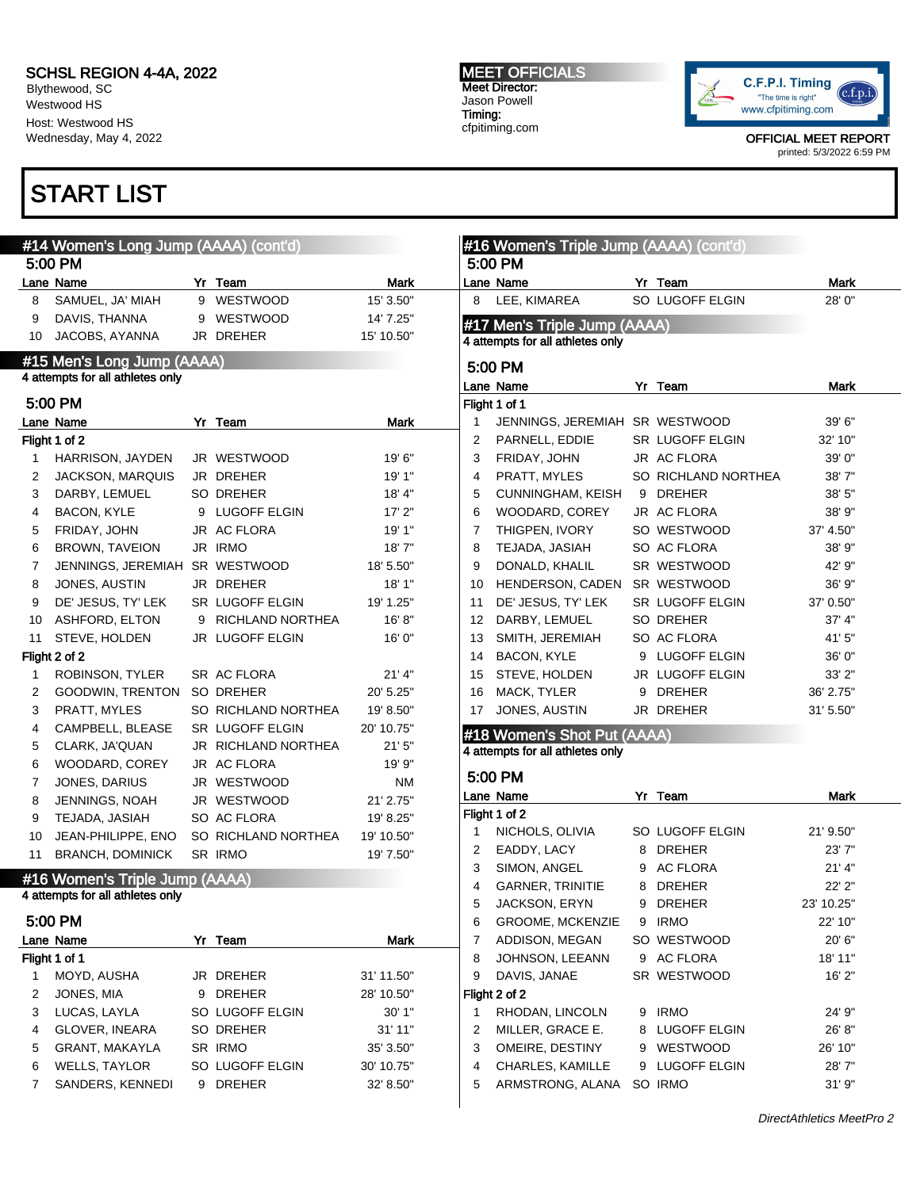SCHSL REGION 4-4A, 2022
Blythewood, SC
Westwood HS

Host: Westwood HS
Wednesday, May 4, 2022

MEET OFFICIALS
Meet Director:
Jason Powell
Timing:
cfpitiming.com

OFFICIAL MEET REPORT
printed: 5/3/2022 6:59 PM

# START LIST

## #14 Women's Long Jump (AAAA) (cont'd)

5:00 PM

| Lane | Name | Yr | Team | Mark |
|---|---|---|---|---|
| 8 | SAMUEL, JA' MIAH | 9 | WESTWOOD | 15' 3.50" |
| 9 | DAVIS, THANNA | 9 | WESTWOOD | 14' 7.25" |
| 10 | JACOBS, AYANNA | JR | DREHER | 15' 10.50" |

## #15 Men's Long Jump (AAAA)

4 attempts for all athletes only

5:00 PM

| Lane | Name | Yr | Team | Mark |
|---|---|---|---|---|
| **Flight 1 of 2** | | | | |
| 1 | HARRISON, JAYDEN | JR | WESTWOOD | 19' 6" |
| 2 | JACKSON, MARQUIS | JR | DREHER | 19' 1" |
| 3 | DARBY, LEMUEL | SO | DREHER | 18' 4" |
| 4 | BACON, KYLE | 9 | LUGOFF ELGIN | 17' 2" |
| 5 | FRIDAY, JOHN | JR | AC FLORA | 19' 1" |
| 6 | BROWN, TAVEION | JR | IRMO | 18' 7" |
| 7 | JENNINGS, JEREMIAH | SR | WESTWOOD | 18' 5.50" |
| 8 | JONES, AUSTIN | JR | DREHER | 18' 1" |
| 9 | DE' JESUS, TY' LEK | SR | LUGOFF ELGIN | 19' 1.25" |
| 10 | ASHFORD, ELTON | 9 | RICHLAND NORTHEA | 16' 8" |
| 11 | STEVE, HOLDEN | JR | LUGOFF ELGIN | 16' 0" |
| **Flight 2 of 2** | | | | |
| 1 | ROBINSON, TYLER | SR | AC FLORA | 21' 4" |
| 2 | GOODWIN, TRENTON | SO | DREHER | 20' 5.25" |
| 3 | PRATT, MYLES | SO | RICHLAND NORTHEA | 19' 8.50" |
| 4 | CAMPBELL, BLEASE | SR | LUGOFF ELGIN | 20' 10.75" |
| 5 | CLARK, JA'QUAN | JR | RICHLAND NORTHEA | 21' 5" |
| 6 | WOODARD, COREY | JR | AC FLORA | 19' 9" |
| 7 | JONES, DARIUS | JR | WESTWOOD | NM |
| 8 | JENNINGS, NOAH | JR | WESTWOOD | 21' 2.75" |
| 9 | TEJADA, JASIAH | SO | AC FLORA | 19' 8.25" |
| 10 | JEAN-PHILIPPE, ENO | SO | RICHLAND NORTHEA | 19' 10.50" |
| 11 | BRANCH, DOMINICK | SR | IRMO | 19' 7.50" |

## #16 Women's Triple Jump (AAAA)

4 attempts for all athletes only

5:00 PM

| Lane | Name | Yr | Team | Mark |
|---|---|---|---|---|
| **Flight 1 of 1** | | | | |
| 1 | MOYD, AUSHA | JR | DREHER | 31' 11.50" |
| 2 | JONES, MIA | 9 | DREHER | 28' 10.50" |
| 3 | LUCAS, LAYLA | SO | LUGOFF ELGIN | 30' 1" |
| 4 | GLOVER, INEARA | SO | DREHER | 31' 11" |
| 5 | GRANT, MAKAYLA | SR | IRMO | 35' 3.50" |
| 6 | WELLS, TAYLOR | SO | LUGOFF ELGIN | 30' 10.75" |
| 7 | SANDERS, KENNEDI | 9 | DREHER | 32' 8.50" |
| 8 | LEE, KIMAREA | SO | LUGOFF ELGIN | 28' 0" |

## #17 Men's Triple Jump (AAAA)

4 attempts for all athletes only

5:00 PM

| Lane | Name | Yr | Team | Mark |
|---|---|---|---|---|
| **Flight 1 of 1** | | | | |
| 1 | JENNINGS, JEREMIAH | SR | WESTWOOD | 39' 6" |
| 2 | PARNELL, EDDIE | SR | LUGOFF ELGIN | 32' 10" |
| 3 | FRIDAY, JOHN | JR | AC FLORA | 39' 0" |
| 4 | PRATT, MYLES | SO | RICHLAND NORTHEA | 38' 7" |
| 5 | CUNNINGHAM, KEISH | 9 | DREHER | 38' 5" |
| 6 | WOODARD, COREY | JR | AC FLORA | 38' 9" |
| 7 | THIGPEN, IVORY | SO | WESTWOOD | 37' 4.50" |
| 8 | TEJADA, JASIAH | SO | AC FLORA | 38' 9" |
| 9 | DONALD, KHALIL | SR | WESTWOOD | 42' 9" |
| 10 | HENDERSON, CADEN | SR | WESTWOOD | 36' 9" |
| 11 | DE' JESUS, TY' LEK | SR | LUGOFF ELGIN | 37' 0.50" |
| 12 | DARBY, LEMUEL | SO | DREHER | 37' 4" |
| 13 | SMITH, JEREMIAH | SO | AC FLORA | 41' 5" |
| 14 | BACON, KYLE | 9 | LUGOFF ELGIN | 36' 0" |
| 15 | STEVE, HOLDEN | JR | LUGOFF ELGIN | 33' 2" |
| 16 | MACK, TYLER | 9 | DREHER | 36' 2.75" |
| 17 | JONES, AUSTIN | JR | DREHER | 31' 5.50" |

## #18 Women's Shot Put (AAAA)

4 attempts for all athletes only

5:00 PM

| Lane | Name | Yr | Team | Mark |
|---|---|---|---|---|
| **Flight 1 of 2** | | | | |
| 1 | NICHOLS, OLIVIA | SO | LUGOFF ELGIN | 21' 9.50" |
| 2 | EADDY, LACY | 8 | DREHER | 23' 7" |
| 3 | SIMON, ANGEL | 9 | AC FLORA | 21' 4" |
| 4 | GARNER, TRINITIE | 8 | DREHER | 22' 2" |
| 5 | JACKSON, ERYN | 9 | DREHER | 23' 10.25" |
| 6 | GROOME, MCKENZIE | 9 | IRMO | 22' 10" |
| 7 | ADDISON, MEGAN | SO | WESTWOOD | 20' 6" |
| 8 | JOHNSON, LEEANN | 9 | AC FLORA | 18' 11" |
| 9 | DAVIS, JANAE | SR | WESTWOOD | 16' 2" |
| **Flight 2 of 2** | | | | |
| 1 | RHODAN, LINCOLN | 9 | IRMO | 24' 9" |
| 2 | MILLER, GRACE E. | 8 | LUGOFF ELGIN | 26' 8" |
| 3 | OMEIRE, DESTINY | 9 | WESTWOOD | 26' 10" |
| 4 | CHARLES, KAMILLE | 9 | LUGOFF ELGIN | 28' 7" |
| 5 | ARMSTRONG, ALANA | SO | IRMO | 31' 9" |

*DirectAthletics MeetPro 2*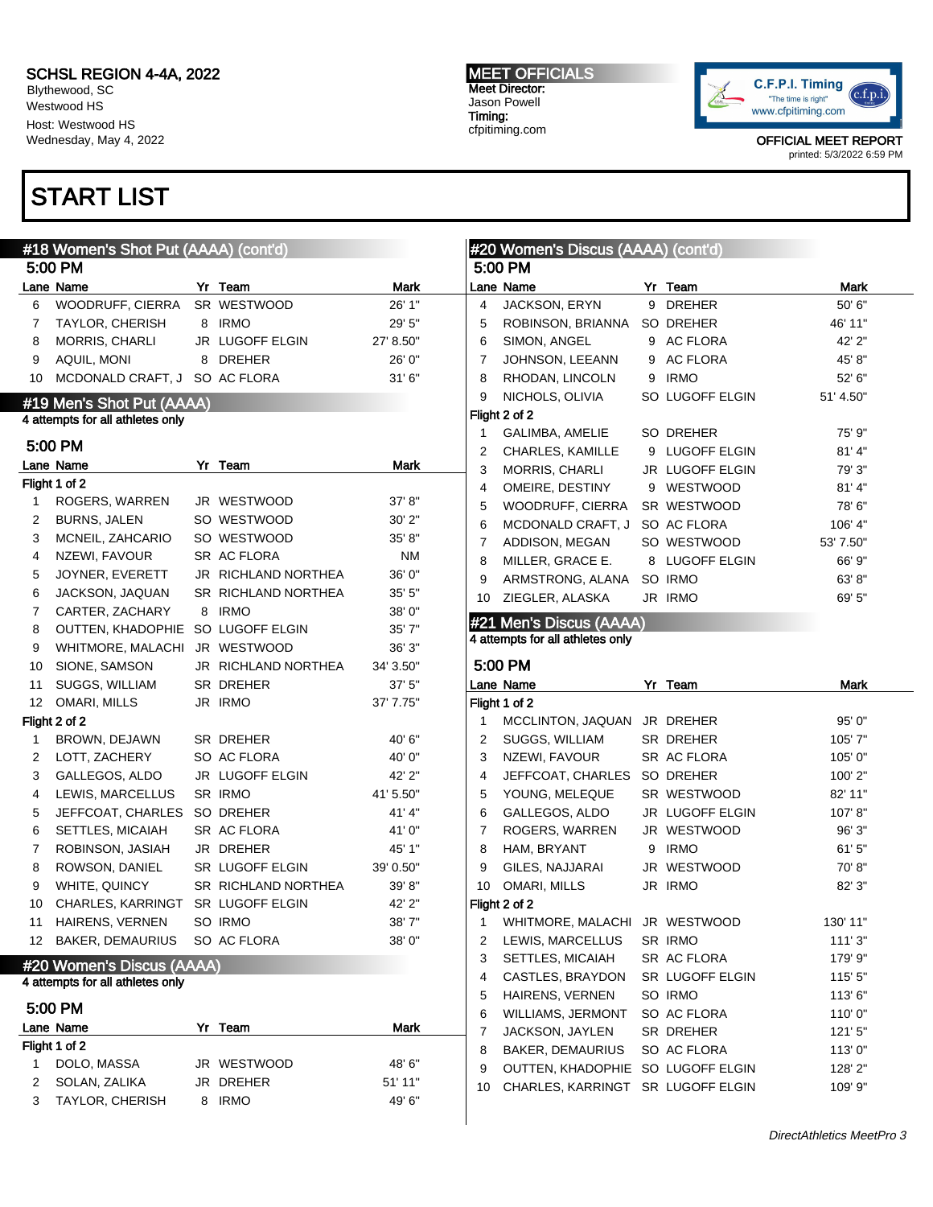SCHSL REGION 4-4A, 2022
Blythewood, SC
Westwood HS
Host: Westwood HS
Wednesday, May 4, 2022

MEET OFFICIALS
Meet Director:
Jason Powell
Timing:
cfpitiming.com

OFFICIAL MEET REPORT
printed: 5/3/2022 6:59 PM

# START LIST

## #18 Women's Shot Put (AAAA) (cont'd)

5:00 PM

| Lane | Name | Yr | Team | Mark |
|---|---|---|---|---|
| 6 | WOODRUFF, CIERRA | SR | WESTWOOD | 26' 1" |
| 7 | TAYLOR, CHERISH | 8 | IRMO | 29' 5" |
| 8 | MORRIS, CHARLI | JR | LUGOFF ELGIN | 27' 8.50" |
| 9 | AQUIL, MONI | 8 | DREHER | 26' 0" |
| 10 | MCDONALD CRAFT, J | SO | AC FLORA | 31' 6" |

## #19 Men's Shot Put (AAAA)

4 attempts for all athletes only

5:00 PM

| Lane | Name | Yr | Team | Mark |
|---|---|---|---|---|
| **Flight 1 of 2** | | | | |
| 1 | ROGERS, WARREN | JR | WESTWOOD | 37' 8" |
| 2 | BURNS, JALEN | SO | WESTWOOD | 30' 2" |
| 3 | MCNEIL, ZAHCARIO | SO | WESTWOOD | 35' 8" |
| 4 | NZEWI, FAVOUR | SR | AC FLORA | NM |
| 5 | JOYNER, EVERETT | JR | RICHLAND NORTHEA | 36' 0" |
| 6 | JACKSON, JAQUAN | SR | RICHLAND NORTHEA | 35' 5" |
| 7 | CARTER, ZACHARY | 8 | IRMO | 38' 0" |
| 8 | OUTTEN, KHADOPHIE | SO | LUGOFF ELGIN | 35' 7" |
| 9 | WHITMORE, MALACHI | JR | WESTWOOD | 36' 3" |
| 10 | SIONE, SAMSON | JR | RICHLAND NORTHEA | 34' 3.50" |
| 11 | SUGGS, WILLIAM | SR | DREHER | 37' 5" |
| 12 | OMARI, MILLS | JR | IRMO | 37' 7.75" |
| **Flight 2 of 2** | | | | |
| 1 | BROWN, DEJAWN | SR | DREHER | 40' 6" |
| 2 | LOTT, ZACHERY | SO | AC FLORA | 40' 0" |
| 3 | GALLEGOS, ALDO | JR | LUGOFF ELGIN | 42' 2" |
| 4 | LEWIS, MARCELLUS | SR | IRMO | 41' 5.50" |
| 5 | JEFFCOAT, CHARLES | SO | DREHER | 41' 4" |
| 6 | SETTLES, MICAIAH | SR | AC FLORA | 41' 0" |
| 7 | ROBINSON, JASIAH | JR | DREHER | 45' 1" |
| 8 | ROWSON, DANIEL | SR | LUGOFF ELGIN | 39' 0.50" |
| 9 | WHITE, QUINCY | SR | RICHLAND NORTHEA | 39' 8" |
| 10 | CHARLES, KARRINGT | SR | LUGOFF ELGIN | 42' 2" |
| 11 | HAIRENS, VERNEN | SO | IRMO | 38' 7" |
| 12 | BAKER, DEMAURIUS | SO | AC FLORA | 38' 0" |

## #20 Women's Discus (AAAA)

4 attempts for all athletes only

5:00 PM

| Lane | Name | Yr | Team | Mark |
|---|---|---|---|---|
| **Flight 1 of 2** | | | | |
| 1 | DOLO, MASSA | JR | WESTWOOD | 48' 6" |
| 2 | SOLAN, ZALIKA | JR | DREHER | 51' 11" |
| 3 | TAYLOR, CHERISH | 8 | IRMO | 49' 6" |
| 4 | JACKSON, ERYN | 9 | DREHER | 50' 6" |
| 5 | ROBINSON, BRIANNA | SO | DREHER | 46' 11" |
| 6 | SIMON, ANGEL | 9 | AC FLORA | 42' 2" |
| 7 | JOHNSON, LEEANN | 9 | AC FLORA | 45' 8" |
| 8 | RHODAN, LINCOLN | 9 | IRMO | 52' 6" |
| 9 | NICHOLS, OLIVIA | SO | LUGOFF ELGIN | 51' 4.50" |
| **Flight 2 of 2** | | | | |
| 1 | GALIMBA, AMELIE | SO | DREHER | 75' 9" |
| 2 | CHARLES, KAMILLE | 9 | LUGOFF ELGIN | 81' 4" |
| 3 | MORRIS, CHARLI | JR | LUGOFF ELGIN | 79' 3" |
| 4 | OMEIRE, DESTINY | 9 | WESTWOOD | 81' 4" |
| 5 | WOODRUFF, CIERRA | SR | WESTWOOD | 78' 6" |
| 6 | MCDONALD CRAFT, J | SO | AC FLORA | 106' 4" |
| 7 | ADDISON, MEGAN | SO | WESTWOOD | 53' 7.50" |
| 8 | MILLER, GRACE E. | 8 | LUGOFF ELGIN | 66' 9" |
| 9 | ARMSTRONG, ALANA | SO | IRMO | 63' 8" |
| 10 | ZIEGLER, ALASKA | JR | IRMO | 69' 5" |

## #21 Men's Discus (AAAA)

4 attempts for all athletes only

5:00 PM

| Lane | Name | Yr | Team | Mark |
|---|---|---|---|---|
| **Flight 1 of 2** | | | | |
| 1 | MCCLINTON, JAQUAN | JR | DREHER | 95' 0" |
| 2 | SUGGS, WILLIAM | SR | DREHER | 105' 7" |
| 3 | NZEWI, FAVOUR | SR | AC FLORA | 105' 0" |
| 4 | JEFFCOAT, CHARLES | SO | DREHER | 100' 2" |
| 5 | YOUNG, MELEQUE | SR | WESTWOOD | 82' 11" |
| 6 | GALLEGOS, ALDO | JR | LUGOFF ELGIN | 107' 8" |
| 7 | ROGERS, WARREN | JR | WESTWOOD | 96' 3" |
| 8 | HAM, BRYANT | 9 | IRMO | 61' 5" |
| 9 | GILES, NAJJARAI | JR | WESTWOOD | 70' 8" |
| 10 | OMARI, MILLS | JR | IRMO | 82' 3" |
| **Flight 2 of 2** | | | | |
| 1 | WHITMORE, MALACHI | JR | WESTWOOD | 130' 11" |
| 2 | LEWIS, MARCELLUS | SR | IRMO | 111' 3" |
| 3 | SETTLES, MICAIAH | SR | AC FLORA | 179' 9" |
| 4 | CASTLES, BRAYDON | SR | LUGOFF ELGIN | 115' 5" |
| 5 | HAIRENS, VERNEN | SO | IRMO | 113' 6" |
| 6 | WILLIAMS, JERMONT | SO | AC FLORA | 110' 0" |
| 7 | JACKSON, JAYLEN | SR | DREHER | 121' 5" |
| 8 | BAKER, DEMAURIUS | SO | AC FLORA | 113' 0" |
| 9 | OUTTEN, KHADOPHIE | SO | LUGOFF ELGIN | 128' 2" |
| 10 | CHARLES, KARRINGT | SR | LUGOFF ELGIN | 109' 9" |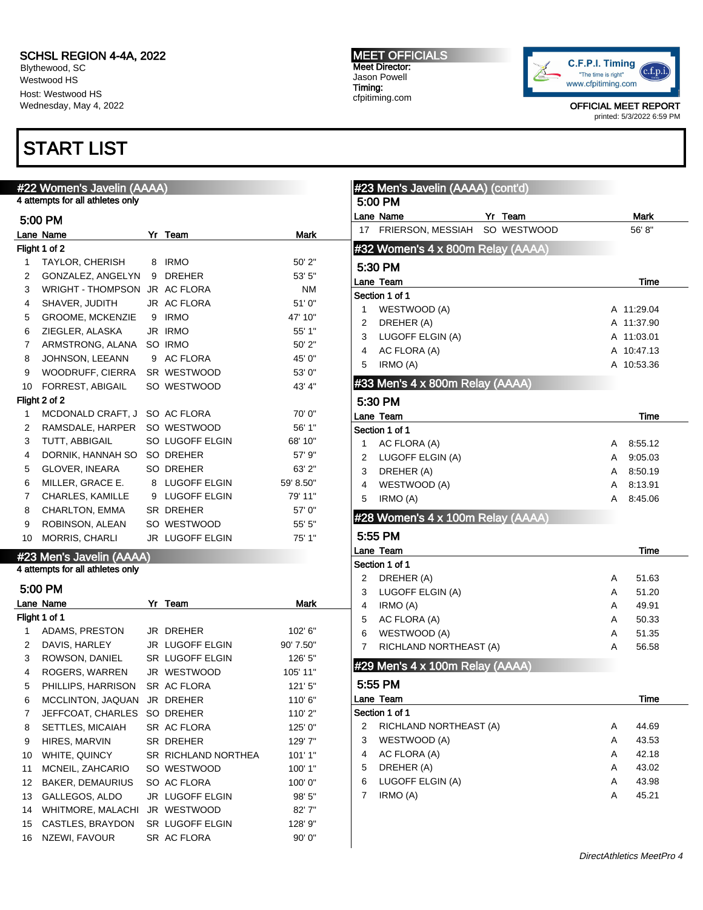SCHSL REGION 4-4A, 2022
Blythewood, SC
Westwood HS
Host: Westwood HS
Wednesday, May 4, 2022

MEET OFFICIALS
Meet Director:
Jason Powell
Timing:
cfpitiming.com

OFFICIAL MEET REPORT
printed: 5/3/2022 6:59 PM

# START LIST

## #22 Women's Javelin (AAAA)

4 attempts for all athletes only

### 5:00 PM

**Flight 1 of 2**

| Lane | Name | Yr | Team | Mark |
|---|---|---|---|---|
| 1 | TAYLOR, CHERISH | 8 | IRMO | 50' 2" |
| 2 | GONZALEZ, ANGELYN | 9 | DREHER | 53' 5" |
| 3 | WRIGHT - THOMPSON | JR | AC FLORA | NM |
| 4 | SHAVER, JUDITH | JR | AC FLORA | 51' 0" |
| 5 | GROOME, MCKENZIE | 9 | IRMO | 47' 10" |
| 6 | ZIEGLER, ALASKA | JR | IRMO | 55' 1" |
| 7 | ARMSTRONG, ALANA | SO | IRMO | 50' 2" |
| 8 | JOHNSON, LEEANN | 9 | AC FLORA | 45' 0" |
| 9 | WOODRUFF, CIERRA | SR | WESTWOOD | 53' 0" |
| 10 | FORREST, ABIGAIL | SO | WESTWOOD | 43' 4" |

**Flight 2 of 2**

| Lane | Name | Yr | Team | Mark |
|---|---|---|---|---|
| 1 | MCDONALD CRAFT, J | SO | AC FLORA | 70' 0" |
| 2 | RAMSDALE, HARPER | SO | WESTWOOD | 56' 1" |
| 3 | TUTT, ABBIGAIL | SO | LUGOFF ELGIN | 68' 10" |
| 4 | DORNIK, HANNAH SO | SO | DREHER | 57' 9" |
| 5 | GLOVER, INEARA | SO | DREHER | 63' 2" |
| 6 | MILLER, GRACE E. | 8 | LUGOFF ELGIN | 59' 8.50" |
| 7 | CHARLES, KAMILLE | 9 | LUGOFF ELGIN | 79' 11" |
| 8 | CHARLTON, EMMA | SR | DREHER | 57' 0" |
| 9 | ROBINSON, ALEAN | SO | WESTWOOD | 55' 5" |
| 10 | MORRIS, CHARLI | JR | LUGOFF ELGIN | 75' 1" |

## #23 Men's Javelin (AAAA)

4 attempts for all athletes only

### 5:00 PM

**Flight 1 of 1**

| Lane | Name | Yr | Team | Mark |
|---|---|---|---|---|
| 1 | ADAMS, PRESTON | JR | DREHER | 102' 6" |
| 2 | DAVIS, HARLEY | JR | LUGOFF ELGIN | 90' 7.50" |
| 3 | ROWSON, DANIEL | SR | LUGOFF ELGIN | 126' 5" |
| 4 | ROGERS, WARREN | JR | WESTWOOD | 105' 11" |
| 5 | PHILLIPS, HARRISON | SR | AC FLORA | 121' 5" |
| 6 | MCCLINTON, JAQUAN | JR | DREHER | 110' 6" |
| 7 | JEFFCOAT, CHARLES | SO | DREHER | 110' 2" |
| 8 | SETTLES, MICAIAH | SR | AC FLORA | 125' 0" |
| 9 | HIRES, MARVIN | SR | DREHER | 129' 7" |
| 10 | WHITE, QUINCY | SR | RICHLAND NORTHEA | 101' 1" |
| 11 | MCNEIL, ZAHCARIO | SO | WESTWOOD | 100' 1" |
| 12 | BAKER, DEMAURIUS | SO | AC FLORA | 100' 0" |
| 13 | GALLEGOS, ALDO | JR | LUGOFF ELGIN | 98' 5" |
| 14 | WHITMORE, MALACHI | JR | WESTWOOD | 82' 7" |
| 15 | CASTLES, BRAYDON | SR | LUGOFF ELGIN | 128' 9" |
| 16 | NZEWI, FAVOUR | SR | AC FLORA | 90' 0" |
| 17 | FRIERSON, MESSIAH | SO | WESTWOOD | 56' 8" |

## #32 Women's 4 x 800m Relay (AAAA)

### 5:30 PM

**Section 1 of 1**

| Lane | Team | | Time |
|---|---|---|---|
| 1 | WESTWOOD (A) | A | 11:29.04 |
| 2 | DREHER (A) | A | 11:37.90 |
| 3 | LUGOFF ELGIN (A) | A | 11:03.01 |
| 4 | AC FLORA (A) | A | 10:47.13 |
| 5 | IRMO (A) | A | 10:53.36 |

## #33 Men's 4 x 800m Relay (AAAA)

### 5:30 PM

**Section 1 of 1**

| Lane | Team | | Time |
|---|---|---|---|
| 1 | AC FLORA (A) | A | 8:55.12 |
| 2 | LUGOFF ELGIN (A) | A | 9:05.03 |
| 3 | DREHER (A) | A | 8:50.19 |
| 4 | WESTWOOD (A) | A | 8:13.91 |
| 5 | IRMO (A) | A | 8:45.06 |

## #28 Women's 4 x 100m Relay (AAAA)

### 5:55 PM

**Section 1 of 1**

| Lane | Team | | Time |
|---|---|---|---|
| 2 | DREHER (A) | A | 51.63 |
| 3 | LUGOFF ELGIN (A) | A | 51.20 |
| 4 | IRMO (A) | A | 49.91 |
| 5 | AC FLORA (A) | A | 50.33 |
| 6 | WESTWOOD (A) | A | 51.35 |
| 7 | RICHLAND NORTHEAST (A) | A | 56.58 |

## #29 Men's 4 x 100m Relay (AAAA)

### 5:55 PM

**Section 1 of 1**

| Lane | Team | | Time |
|---|---|---|---|
| 2 | RICHLAND NORTHEAST (A) | A | 44.69 |
| 3 | WESTWOOD (A) | A | 43.53 |
| 4 | AC FLORA (A) | A | 42.18 |
| 5 | DREHER (A) | A | 43.02 |
| 6 | LUGOFF ELGIN (A) | A | 43.98 |
| 7 | IRMO (A) | A | 45.21 |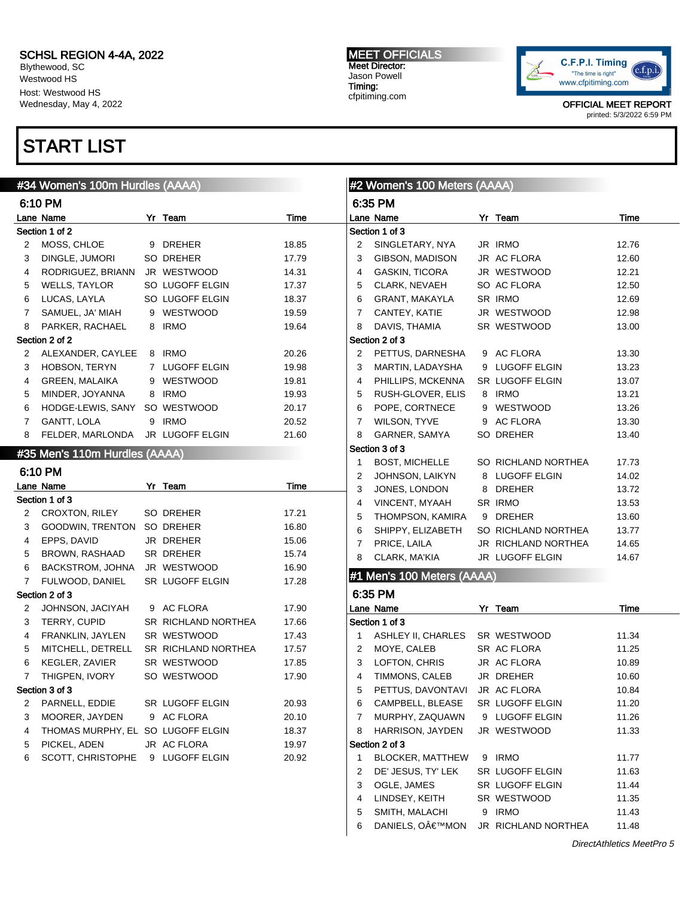SCHSL REGION 4-4A, 2022
Blythewood, SC
Westwood HS
Host: Westwood HS
Wednesday, May 4, 2022

MEET OFFICIALS
Meet Director:
Jason Powell
Timing:
cfpitiming.com

C.F.P.I. Timing
"The time is right"
www.cfpitiming.com

OFFICIAL MEET REPORT
printed: 5/3/2022 6:59 PM

# START LIST

## #34 Women's 100m Hurdles (AAAA)

### 6:10 PM

| Lane | Name | Yr | Team | Time |
|---|---|---|---|---|
| **Section 1 of 2** | | | | |
| 2 | MOSS, CHLOE | 9 | DREHER | 18.85 |
| 3 | DINGLE, JUMORI | SO | DREHER | 17.79 |
| 4 | RODRIGUEZ, BRIANN | JR | WESTWOOD | 14.31 |
| 5 | WELLS, TAYLOR | SO | LUGOFF ELGIN | 17.37 |
| 6 | LUCAS, LAYLA | SO | LUGOFF ELGIN | 18.37 |
| 7 | SAMUEL, JA' MIAH | 9 | WESTWOOD | 19.59 |
| 8 | PARKER, RACHAEL | 8 | IRMO | 19.64 |
| **Section 2 of 2** | | | | |
| 2 | ALEXANDER, CAYLEE | 8 | IRMO | 20.26 |
| 3 | HOBSON, TERYN | 7 | LUGOFF ELGIN | 19.98 |
| 4 | GREEN, MALAIKA | 9 | WESTWOOD | 19.81 |
| 5 | MINDER, JOYANNA | 8 | IRMO | 19.93 |
| 6 | HODGE-LEWIS, SANY | SO | WESTWOOD | 20.17 |
| 7 | GANTT, LOLA | 9 | IRMO | 20.52 |
| 8 | FELDER, MARLONDA | JR | LUGOFF ELGIN | 21.60 |

## #35 Men's 110m Hurdles (AAAA)

### 6:10 PM

| Lane | Name | Yr | Team | Time |
|---|---|---|---|---|
| **Section 1 of 3** | | | | |
| 2 | CROXTON, RILEY | SO | DREHER | 17.21 |
| 3 | GOODWIN, TRENTON | SO | DREHER | 16.80 |
| 4 | EPPS, DAVID | JR | DREHER | 15.06 |
| 5 | BROWN, RASHAAD | SR | DREHER | 15.74 |
| 6 | BACKSTROM, JOHNA | JR | WESTWOOD | 16.90 |
| 7 | FULWOOD, DANIEL | SR | LUGOFF ELGIN | 17.28 |
| **Section 2 of 3** | | | | |
| 2 | JOHNSON, JACIYAH | 9 | AC FLORA | 17.90 |
| 3 | TERRY, CUPID | SR | RICHLAND NORTHEA | 17.66 |
| 4 | FRANKLIN, JAYLEN | SR | WESTWOOD | 17.43 |
| 5 | MITCHELL, DETRELL | SR | RICHLAND NORTHEA | 17.57 |
| 6 | KEGLER, ZAVIER | SR | WESTWOOD | 17.85 |
| 7 | THIGPEN, IVORY | SO | WESTWOOD | 17.90 |
| **Section 3 of 3** | | | | |
| 2 | PARNELL, EDDIE | SR | LUGOFF ELGIN | 20.93 |
| 3 | MOORER, JAYDEN | 9 | AC FLORA | 20.10 |
| 4 | THOMAS MURPHY, EL | SO | LUGOFF ELGIN | 18.37 |
| 5 | PICKEL, ADEN | JR | AC FLORA | 19.97 |
| 6 | SCOTT, CHRISTOPHE | 9 | LUGOFF ELGIN | 20.92 |

## #2 Women's 100 Meters (AAAA)

### 6:35 PM

| Lane | Name | Yr | Team | Time |
|---|---|---|---|---|
| **Section 1 of 3** | | | | |
| 2 | SINGLETARY, NYA | JR | IRMO | 12.76 |
| 3 | GIBSON, MADISON | JR | AC FLORA | 12.60 |
| 4 | GASKIN, TICORA | JR | WESTWOOD | 12.21 |
| 5 | CLARK, NEVAEH | SO | AC FLORA | 12.50 |
| 6 | GRANT, MAKAYLA | SR | IRMO | 12.69 |
| 7 | CANTEY, KATIE | JR | WESTWOOD | 12.98 |
| 8 | DAVIS, THAMIA | SR | WESTWOOD | 13.00 |
| **Section 2 of 3** | | | | |
| 2 | PETTUS, DARNESHA | 9 | AC FLORA | 13.30 |
| 3 | MARTIN, LADAYSHA | 9 | LUGOFF ELGIN | 13.23 |
| 4 | PHILLIPS, MCKENNA | SR | LUGOFF ELGIN | 13.07 |
| 5 | RUSH-GLOVER, ELIS | 8 | IRMO | 13.21 |
| 6 | POPE, CORTNECE | 9 | WESTWOOD | 13.26 |
| 7 | WILSON, TYVE | 9 | AC FLORA | 13.30 |
| 8 | GARNER, SAMYA | SO | DREHER | 13.40 |
| **Section 3 of 3** | | | | |
| 1 | BOST, MICHELLE | SO | RICHLAND NORTHEA | 17.73 |
| 2 | JOHNSON, LAIKYN | 8 | LUGOFF ELGIN | 14.02 |
| 3 | JONES, LONDON | 8 | DREHER | 13.72 |
| 4 | VINCENT, MYAAH | SR | IRMO | 13.53 |
| 5 | THOMPSON, KAMIRA | 9 | DREHER | 13.60 |
| 6 | SHIPPY, ELIZABETH | SO | RICHLAND NORTHEA | 13.77 |
| 7 | PRICE, LAILA | JR | RICHLAND NORTHEA | 14.65 |
| 8 | CLARK, MA'KIA | JR | LUGOFF ELGIN | 14.67 |

## #1 Men's 100 Meters (AAAA)

### 6:35 PM

| Lane | Name | Yr | Team | Time |
|---|---|---|---|---|
| **Section 1 of 3** | | | | |
| 1 | ASHLEY II, CHARLES | SR | WESTWOOD | 11.34 |
| 2 | MOYE, CALEB | SR | AC FLORA | 11.25 |
| 3 | LOFTON, CHRIS | JR | AC FLORA | 10.89 |
| 4 | TIMMONS, CALEB | JR | DREHER | 10.60 |
| 5 | PETTUS, DAVONTAVI | JR | AC FLORA | 10.84 |
| 6 | CAMPBELL, BLEASE | SR | LUGOFF ELGIN | 11.20 |
| 7 | MURPHY, ZAQUAWN | 9 | LUGOFF ELGIN | 11.26 |
| 8 | HARRISON, JAYDEN | JR | WESTWOOD | 11.33 |
| **Section 2 of 3** | | | | |
| 1 | BLOCKER, MATTHEW | 9 | IRMO | 11.77 |
| 2 | DE' JESUS, TY' LEK | SR | LUGOFF ELGIN | 11.63 |
| 3 | OGLE, JAMES | SR | LUGOFF ELGIN | 11.44 |
| 4 | LINDSEY, KEITH | SR | WESTWOOD | 11.35 |
| 5 | SMITH, MALACHI | 9 | IRMO | 11.43 |
| 6 | DANIELS, OÂ€™MON | JR | RICHLAND NORTHEA | 11.48 |

*DirectAthletics MeetPro 5*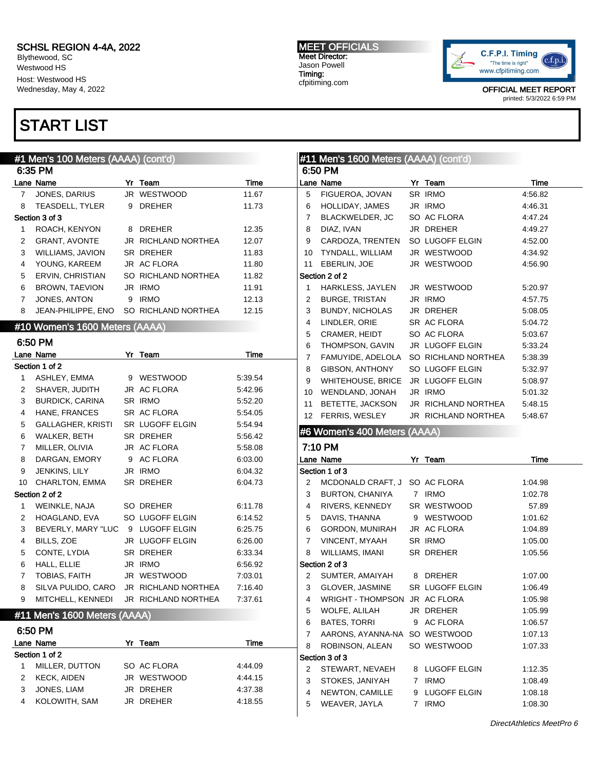SCHSL REGION 4-4A, 2022
Blythewood, SC
Westwood HS
Host: Westwood HS
Wednesday, May 4, 2022

MEET OFFICIALS
Meet Director:
Jason Powell
Timing:
cfpitiming.com

OFFICIAL MEET REPORT
printed: 5/3/2022 6:59 PM

# START LIST

## #1 Men's 100 Meters (AAAA) (cont'd)

### 6:35 PM

| Lane | Name | Yr | Team | Time |
|---|---|---|---|---|
| 7 | JONES, DARIUS | JR | WESTWOOD | 11.67 |
| 8 | TEASDELL, TYLER | 9 | DREHER | 11.73 |
| **Section 3 of 3** | | | | |
| 1 | ROACH, KENYON | 8 | DREHER | 12.35 |
| 2 | GRANT, AVONTE | JR | RICHLAND NORTHEA | 12.07 |
| 3 | WILLIAMS, JAVION | SR | DREHER | 11.83 |
| 4 | YOUNG, KAREEM | JR | AC FLORA | 11.80 |
| 5 | ERVIN, CHRISTIAN | SO | RICHLAND NORTHEA | 11.82 |
| 6 | BROWN, TAEVION | JR | IRMO | 11.91 |
| 7 | JONES, ANTON | 9 | IRMO | 12.13 |
| 8 | JEAN-PHILIPPE, ENO | SO | RICHLAND NORTHEA | 12.15 |

## #10 Women's 1600 Meters (AAAA)

### 6:50 PM

| Lane | Name | Yr | Team | Time |
|---|---|---|---|---|
| **Section 1 of 2** | | | | |
| 1 | ASHLEY, EMMA | 9 | WESTWOOD | 5:39.54 |
| 2 | SHAVER, JUDITH | JR | AC FLORA | 5:42.96 |
| 3 | BURDICK, CARINA | SR | IRMO | 5:52.20 |
| 4 | HANE, FRANCES | SR | AC FLORA | 5:54.05 |
| 5 | GALLAGHER, KRISTI | SR | LUGOFF ELGIN | 5:54.94 |
| 6 | WALKER, BETH | SR | DREHER | 5:56.42 |
| 7 | MILLER, OLIVIA | JR | AC FLORA | 5:58.08 |
| 8 | DARGAN, EMORY | 9 | AC FLORA | 6:03.00 |
| 9 | JENKINS, LILY | JR | IRMO | 6:04.32 |
| 10 | CHARLTON, EMMA | SR | DREHER | 6:04.73 |
| **Section 2 of 2** | | | | |
| 1 | WEINKLE, NAJA | SO | DREHER | 6:11.78 |
| 2 | HOAGLAND, EVA | SO | LUGOFF ELGIN | 6:14.52 |
| 3 | BEVERLY, MARY "LUC | 9 | LUGOFF ELGIN | 6:25.75 |
| 4 | BILLS, ZOE | JR | LUGOFF ELGIN | 6:26.00 |
| 5 | CONTE, LYDIA | SR | DREHER | 6:33.34 |
| 6 | HALL, ELLIE | JR | IRMO | 6:56.92 |
| 7 | TOBIAS, FAITH | JR | WESTWOOD | 7:03.01 |
| 8 | SILVA PULIDO, CARO | JR | RICHLAND NORTHEA | 7:16.40 |
| 9 | MITCHELL, KENNEDI | JR | RICHLAND NORTHEA | 7:37.61 |

## #11 Men's 1600 Meters (AAAA)

### 6:50 PM

| Lane | Name | Yr | Team | Time |
|---|---|---|---|---|
| **Section 1 of 2** | | | | |
| 1 | MILLER, DUTTON | SO | AC FLORA | 4:44.09 |
| 2 | KECK, AIDEN | JR | WESTWOOD | 4:44.15 |
| 3 | JONES, LIAM | JR | DREHER | 4:37.38 |
| 4 | KOLOWITH, SAM | JR | DREHER | 4:18.55 |
| 5 | FIGUEROA, JOVAN | SR | IRMO | 4:56.82 |
| 6 | HOLLIDAY, JAMES | JR | IRMO | 4:46.31 |
| 7 | BLACKWELDER, JC | SO | AC FLORA | 4:47.24 |
| 8 | DIAZ, IVAN | JR | DREHER | 4:49.27 |
| 9 | CARDOZA, TRENTEN | SO | LUGOFF ELGIN | 4:52.00 |
| 10 | TYNDALL, WILLIAM | JR | WESTWOOD | 4:34.92 |
| 11 | EBERLIN, JOE | JR | WESTWOOD | 4:56.90 |
| **Section 2 of 2** | | | | |
| 1 | HARKLESS, JAYLEN | JR | WESTWOOD | 5:20.97 |
| 2 | BURGE, TRISTAN | JR | IRMO | 4:57.75 |
| 3 | BUNDY, NICHOLAS | JR | DREHER | 5:08.05 |
| 4 | LINDLER, ORIE | SR | AC FLORA | 5:04.72 |
| 5 | CRAMER, HEIDT | SO | AC FLORA | 5:03.67 |
| 6 | THOMPSON, GAVIN | JR | LUGOFF ELGIN | 5:33.24 |
| 7 | FAMUYIDE, ADELOLA | SO | RICHLAND NORTHEA | 5:38.39 |
| 8 | GIBSON, ANTHONY | SO | LUGOFF ELGIN | 5:32.97 |
| 9 | WHITEHOUSE, BRICE | JR | LUGOFF ELGIN | 5:08.97 |
| 10 | WENDLAND, JONAH | JR | IRMO | 5:01.32 |
| 11 | BETETTE, JACKSON | JR | RICHLAND NORTHEA | 5:48.15 |
| 12 | FERRIS, WESLEY | JR | RICHLAND NORTHEA | 5:48.67 |

## #6 Women's 400 Meters (AAAA)

### 7:10 PM

| Lane | Name | Yr | Team | Time |
|---|---|---|---|---|
| **Section 1 of 3** | | | | |
| 2 | MCDONALD CRAFT, J | SO | AC FLORA | 1:04.98 |
| 3 | BURTON, CHANIYA | 7 | IRMO | 1:02.78 |
| 4 | RIVERS, KENNEDY | SR | WESTWOOD | 57.89 |
| 5 | DAVIS, THANNA | 9 | WESTWOOD | 1:01.62 |
| 6 | GORDON, MUNIRAH | JR | AC FLORA | 1:04.89 |
| 7 | VINCENT, MYAAH | SR | IRMO | 1:05.00 |
| 8 | WILLIAMS, IMANI | SR | DREHER | 1:05.56 |
| **Section 2 of 3** | | | | |
| 2 | SUMTER, AMAIYAH | 8 | DREHER | 1:07.00 |
| 3 | GLOVER, JASMINE | SR | LUGOFF ELGIN | 1:06.49 |
| 4 | WRIGHT - THOMPSON | JR | AC FLORA | 1:05.98 |
| 5 | WOLFE, ALILAH | JR | DREHER | 1:05.99 |
| 6 | BATES, TORRI | 9 | AC FLORA | 1:06.57 |
| 7 | AARONS, AYANNA-NA | SO | WESTWOOD | 1:07.13 |
| 8 | ROBINSON, ALEAN | SO | WESTWOOD | 1:07.33 |
| **Section 3 of 3** | | | | |
| 2 | STEWART, NEVAEH | 8 | LUGOFF ELGIN | 1:12.35 |
| 3 | STOKES, JANIYAH | 7 | IRMO | 1:08.49 |
| 4 | NEWTON, CAMILLE | 9 | LUGOFF ELGIN | 1:08.18 |
| 5 | WEAVER, JAYLA | 7 | IRMO | 1:08.30 |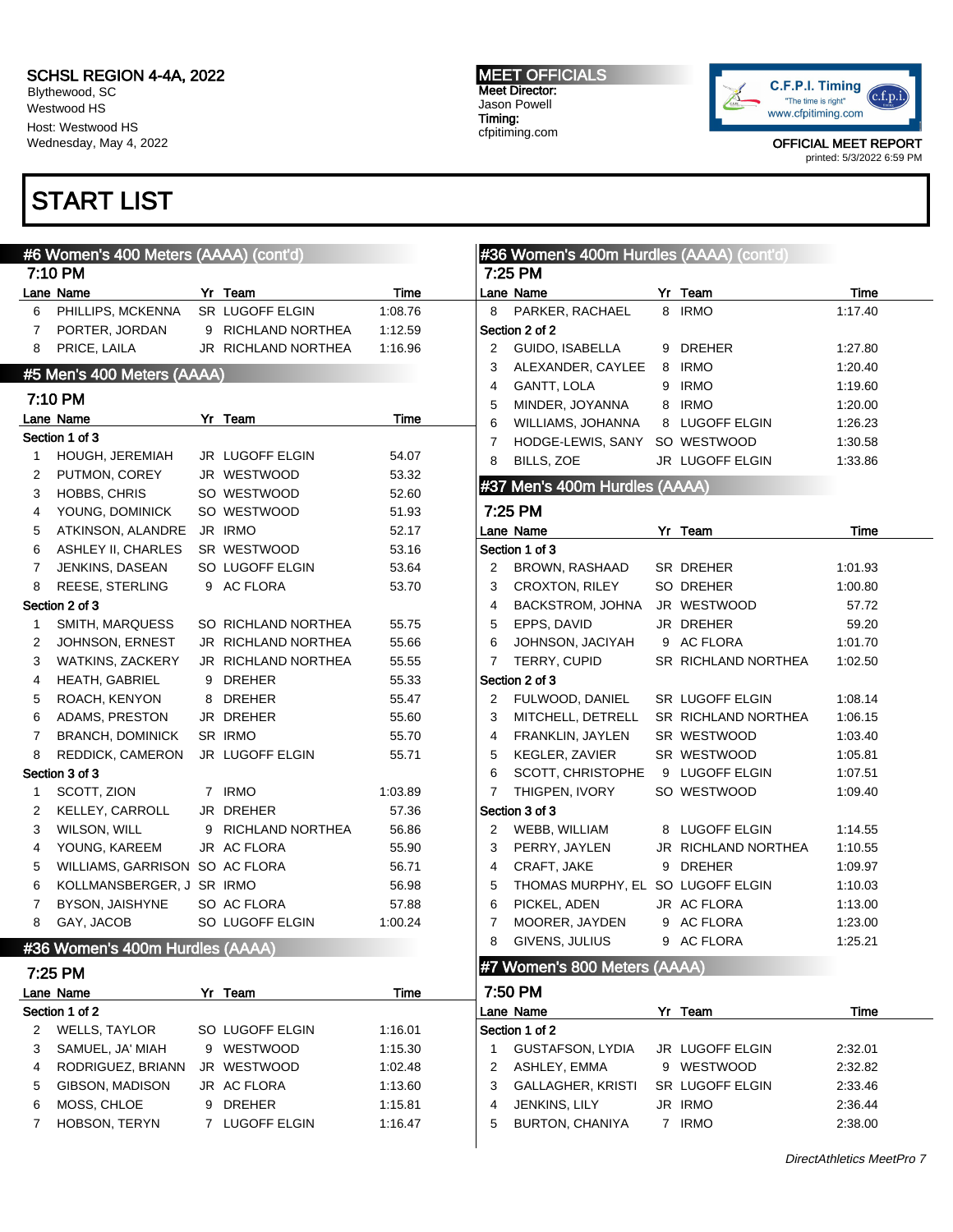SCHSL REGION 4-4A, 2022
Blythewood, SC
Westwood HS
Host: Westwood HS
Wednesday, May 4, 2022

MEET OFFICIALS
Meet Director:
Jason Powell
Timing:
cfpitiming.com

OFFICIAL MEET REPORT
printed: 5/3/2022 6:59 PM

# START LIST

## #6 Women's 400 Meters (AAAA) (cont'd)

7:10 PM

| Lane | Name | Yr | Team | Time |
|---|---|---|---|---|
| 6 | PHILLIPS, MCKENNA | SR | LUGOFF ELGIN | 1:08.76 |
| 7 | PORTER, JORDAN | 9 | RICHLAND NORTHEA | 1:12.59 |
| 8 | PRICE, LAILA | JR | RICHLAND NORTHEA | 1:16.96 |

## #5 Men's 400 Meters (AAAA)

7:10 PM

| Lane | Name | Yr | Team | Time |
|---|---|---|---|---|
| **Section 1 of 3** | | | | |
| 1 | HOUGH, JEREMIAH | JR | LUGOFF ELGIN | 54.07 |
| 2 | PUTMON, COREY | JR | WESTWOOD | 53.32 |
| 3 | HOBBS, CHRIS | SO | WESTWOOD | 52.60 |
| 4 | YOUNG, DOMINICK | SO | WESTWOOD | 51.93 |
| 5 | ATKINSON, ALANDRE | JR | IRMO | 52.17 |
| 6 | ASHLEY II, CHARLES | SR | WESTWOOD | 53.16 |
| 7 | JENKINS, DASEAN | SO | LUGOFF ELGIN | 53.64 |
| 8 | REESE, STERLING | 9 | AC FLORA | 53.70 |
| **Section 2 of 3** | | | | |
| 1 | SMITH, MARQUESS | SO | RICHLAND NORTHEA | 55.75 |
| 2 | JOHNSON, ERNEST | JR | RICHLAND NORTHEA | 55.66 |
| 3 | WATKINS, ZACKERY | JR | RICHLAND NORTHEA | 55.55 |
| 4 | HEATH, GABRIEL | 9 | DREHER | 55.33 |
| 5 | ROACH, KENYON | 8 | DREHER | 55.47 |
| 6 | ADAMS, PRESTON | JR | DREHER | 55.60 |
| 7 | BRANCH, DOMINICK | SR | IRMO | 55.70 |
| 8 | REDDICK, CAMERON | JR | LUGOFF ELGIN | 55.71 |
| **Section 3 of 3** | | | | |
| 1 | SCOTT, ZION | 7 | IRMO | 1:03.89 |
| 2 | KELLEY, CARROLL | JR | DREHER | 57.36 |
| 3 | WILSON, WILL | 9 | RICHLAND NORTHEA | 56.86 |
| 4 | YOUNG, KAREEM | JR | AC FLORA | 55.90 |
| 5 | WILLIAMS, GARRISON | SO | AC FLORA | 56.71 |
| 6 | KOLLMANSBERGER, J | SR | IRMO | 56.98 |
| 7 | BYSON, JAISHYNE | SO | AC FLORA | 57.88 |
| 8 | GAY, JACOB | SO | LUGOFF ELGIN | 1:00.24 |

## #36 Women's 400m Hurdles (AAAA)

7:25 PM

| Lane | Name | Yr | Team | Time |
|---|---|---|---|---|
| **Section 1 of 2** | | | | |
| 2 | WELLS, TAYLOR | SO | LUGOFF ELGIN | 1:16.01 |
| 3 | SAMUEL, JA' MIAH | 9 | WESTWOOD | 1:15.30 |
| 4 | RODRIGUEZ, BRIANN | JR | WESTWOOD | 1:02.48 |
| 5 | GIBSON, MADISON | JR | AC FLORA | 1:13.60 |
| 6 | MOSS, CHLOE | 9 | DREHER | 1:15.81 |
| 7 | HOBSON, TERYN | 7 | LUGOFF ELGIN | 1:16.47 |

## #36 Women's 400m Hurdles (AAAA) (cont'd)

7:25 PM

| Lane | Name | Yr | Team | Time |
|---|---|---|---|---|
| 8 | PARKER, RACHAEL | 8 | IRMO | 1:17.40 |
| **Section 2 of 2** | | | | |
| 2 | GUIDO, ISABELLA | 9 | DREHER | 1:27.80 |
| 3 | ALEXANDER, CAYLEE | 8 | IRMO | 1:20.40 |
| 4 | GANTT, LOLA | 9 | IRMO | 1:19.60 |
| 5 | MINDER, JOYANNA | 8 | IRMO | 1:20.00 |
| 6 | WILLIAMS, JOHANNA | 8 | LUGOFF ELGIN | 1:26.23 |
| 7 | HODGE-LEWIS, SANY | SO | WESTWOOD | 1:30.58 |
| 8 | BILLS, ZOE | JR | LUGOFF ELGIN | 1:33.86 |

## #37 Men's 400m Hurdles (AAAA)

7:25 PM

| Lane | Name | Yr | Team | Time |
|---|---|---|---|---|
| **Section 1 of 3** | | | | |
| 2 | BROWN, RASHAAD | SR | DREHER | 1:01.93 |
| 3 | CROXTON, RILEY | SO | DREHER | 1:00.80 |
| 4 | BACKSTROM, JOHNA | JR | WESTWOOD | 57.72 |
| 5 | EPPS, DAVID | JR | DREHER | 59.20 |
| 6 | JOHNSON, JACIYAH | 9 | AC FLORA | 1:01.70 |
| 7 | TERRY, CUPID | SR | RICHLAND NORTHEA | 1:02.50 |
| **Section 2 of 3** | | | | |
| 2 | FULWOOD, DANIEL | SR | LUGOFF ELGIN | 1:08.14 |
| 3 | MITCHELL, DETRELL | SR | RICHLAND NORTHEA | 1:06.15 |
| 4 | FRANKLIN, JAYLEN | SR | WESTWOOD | 1:03.40 |
| 5 | KEGLER, ZAVIER | SR | WESTWOOD | 1:05.81 |
| 6 | SCOTT, CHRISTOPHE | 9 | LUGOFF ELGIN | 1:07.51 |
| 7 | THIGPEN, IVORY | SO | WESTWOOD | 1:09.40 |
| **Section 3 of 3** | | | | |
| 2 | WEBB, WILLIAM | 8 | LUGOFF ELGIN | 1:14.55 |
| 3 | PERRY, JAYLEN | JR | RICHLAND NORTHEA | 1:10.55 |
| 4 | CRAFT, JAKE | 9 | DREHER | 1:09.97 |
| 5 | THOMAS MURPHY, EL | SO | LUGOFF ELGIN | 1:10.03 |
| 6 | PICKEL, ADEN | JR | AC FLORA | 1:13.00 |
| 7 | MOORER, JAYDEN | 9 | AC FLORA | 1:23.00 |
| 8 | GIVENS, JULIUS | 9 | AC FLORA | 1:25.21 |

## #7 Women's 800 Meters (AAAA)

7:50 PM

| Lane | Name | Yr | Team | Time |
|---|---|---|---|---|
| **Section 1 of 2** | | | | |
| 1 | GUSTAFSON, LYDIA | JR | LUGOFF ELGIN | 2:32.01 |
| 2 | ASHLEY, EMMA | 9 | WESTWOOD | 2:32.82 |
| 3 | GALLAGHER, KRISTI | SR | LUGOFF ELGIN | 2:33.46 |
| 4 | JENKINS, LILY | JR | IRMO | 2:36.44 |
| 5 | BURTON, CHANIYA | 7 | IRMO | 2:38.00 |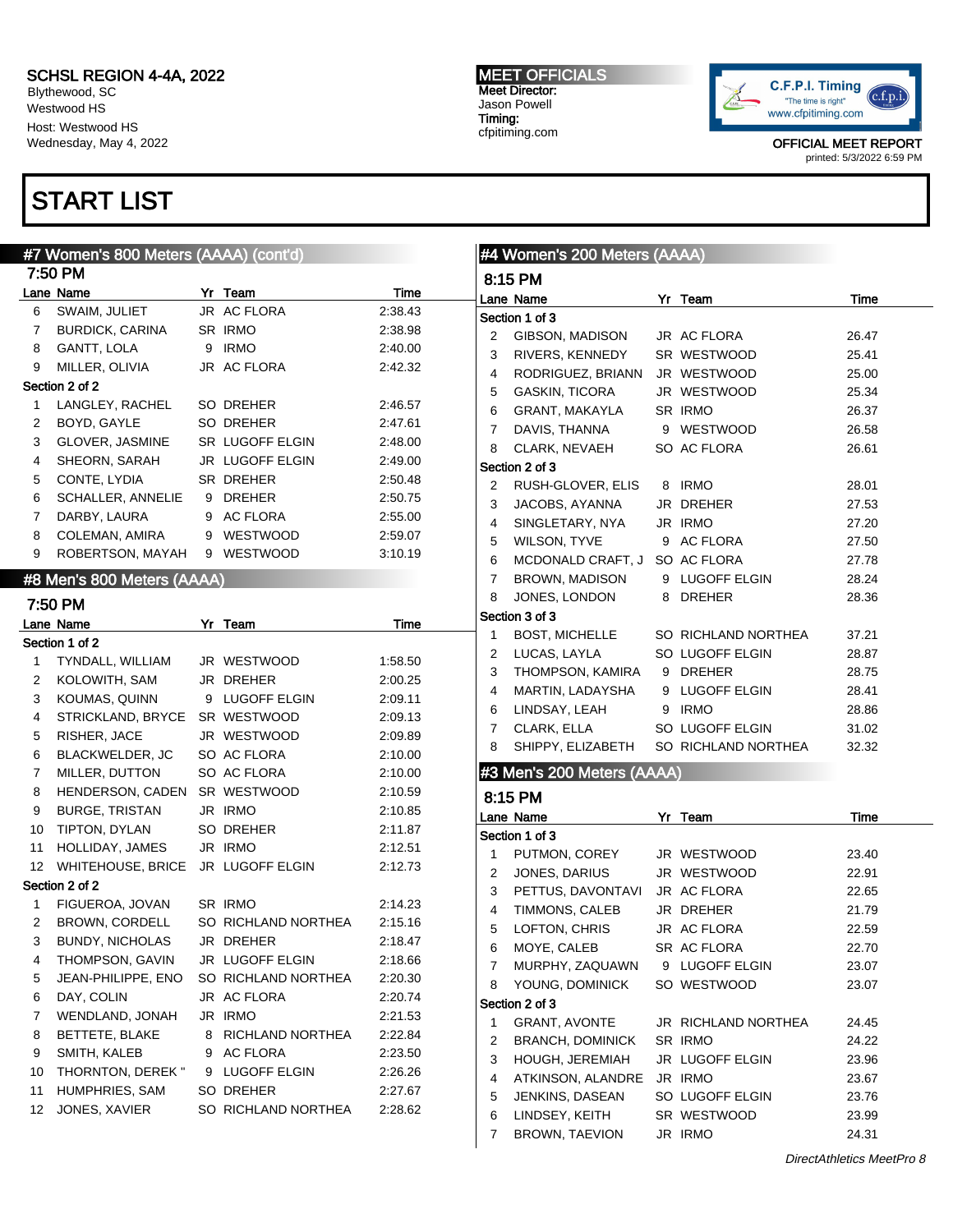SCHSL REGION 4-4A, 2022
Blythewood, SC
Westwood HS
Host: Westwood HS
Wednesday, May 4, 2022

MEET OFFICIALS
Meet Director:
Jason Powell
Timing:
cfpitiming.com

OFFICIAL MEET REPORT
printed: 5/3/2022 6:59 PM

# START LIST

## #7 Women's 800 Meters (AAAA) (cont'd)

### 7:50 PM

| Lane | Name | Yr | Team | Time |
|---|---|---|---|---|
| 6 | SWAIM, JULIET | JR | AC FLORA | 2:38.43 |
| 7 | BURDICK, CARINA | SR | IRMO | 2:38.98 |
| 8 | GANTT, LOLA | 9 | IRMO | 2:40.00 |
| 9 | MILLER, OLIVIA | JR | AC FLORA | 2:42.32 |
| **Section 2 of 2** | | | | |
| 1 | LANGLEY, RACHEL | SO | DREHER | 2:46.57 |
| 2 | BOYD, GAYLE | SO | DREHER | 2:47.61 |
| 3 | GLOVER, JASMINE | SR | LUGOFF ELGIN | 2:48.00 |
| 4 | SHEORN, SARAH | JR | LUGOFF ELGIN | 2:49.00 |
| 5 | CONTE, LYDIA | SR | DREHER | 2:50.48 |
| 6 | SCHALLER, ANNELIE | 9 | DREHER | 2:50.75 |
| 7 | DARBY, LAURA | 9 | AC FLORA | 2:55.00 |
| 8 | COLEMAN, AMIRA | 9 | WESTWOOD | 2:59.07 |
| 9 | ROBERTSON, MAYAH | 9 | WESTWOOD | 3:10.19 |

## #8 Men's 800 Meters (AAAA)

### 7:50 PM

| Lane | Name | Yr | Team | Time |
|---|---|---|---|---|
| **Section 1 of 2** | | | | |
| 1 | TYNDALL, WILLIAM | JR | WESTWOOD | 1:58.50 |
| 2 | KOLOWITH, SAM | JR | DREHER | 2:00.25 |
| 3 | KOUMAS, QUINN | 9 | LUGOFF ELGIN | 2:09.11 |
| 4 | STRICKLAND, BRYCE | SR | WESTWOOD | 2:09.13 |
| 5 | RISHER, JACE | JR | WESTWOOD | 2:09.89 |
| 6 | BLACKWELDER, JC | SO | AC FLORA | 2:10.00 |
| 7 | MILLER, DUTTON | SO | AC FLORA | 2:10.00 |
| 8 | HENDERSON, CADEN | SR | WESTWOOD | 2:10.59 |
| 9 | BURGE, TRISTAN | JR | IRMO | 2:10.85 |
| 10 | TIPTON, DYLAN | SO | DREHER | 2:11.87 |
| 11 | HOLLIDAY, JAMES | JR | IRMO | 2:12.51 |
| 12 | WHITEHOUSE, BRICE | JR | LUGOFF ELGIN | 2:12.73 |
| **Section 2 of 2** | | | | |
| 1 | FIGUEROA, JOVAN | SR | IRMO | 2:14.23 |
| 2 | BROWN, CORDELL | SO | RICHLAND NORTHEA | 2:15.16 |
| 3 | BUNDY, NICHOLAS | JR | DREHER | 2:18.47 |
| 4 | THOMPSON, GAVIN | JR | LUGOFF ELGIN | 2:18.66 |
| 5 | JEAN-PHILIPPE, ENO | SO | RICHLAND NORTHEA | 2:20.30 |
| 6 | DAY, COLIN | JR | AC FLORA | 2:20.74 |
| 7 | WENDLAND, JONAH | JR | IRMO | 2:21.53 |
| 8 | BETTETE, BLAKE | 8 | RICHLAND NORTHEA | 2:22.84 |
| 9 | SMITH, KALEB | 9 | AC FLORA | 2:23.50 |
| 10 | THORNTON, DEREK " | 9 | LUGOFF ELGIN | 2:26.26 |
| 11 | HUMPHRIES, SAM | SO | DREHER | 2:27.67 |
| 12 | JONES, XAVIER | SO | RICHLAND NORTHEA | 2:28.62 |

## #4 Women's 200 Meters (AAAA)

### 8:15 PM

| Lane | Name | Yr | Team | Time |
|---|---|---|---|---|
| **Section 1 of 3** | | | | |
| 2 | GIBSON, MADISON | JR | AC FLORA | 26.47 |
| 3 | RIVERS, KENNEDY | SR | WESTWOOD | 25.41 |
| 4 | RODRIGUEZ, BRIANN | JR | WESTWOOD | 25.00 |
| 5 | GASKIN, TICORA | JR | WESTWOOD | 25.34 |
| 6 | GRANT, MAKAYLA | SR | IRMO | 26.37 |
| 7 | DAVIS, THANNA | 9 | WESTWOOD | 26.58 |
| 8 | CLARK, NEVAEH | SO | AC FLORA | 26.61 |
| **Section 2 of 3** | | | | |
| 2 | RUSH-GLOVER, ELIS | 8 | IRMO | 28.01 |
| 3 | JACOBS, AYANNA | JR | DREHER | 27.53 |
| 4 | SINGLETARY, NYA | JR | IRMO | 27.20 |
| 5 | WILSON, TYVE | 9 | AC FLORA | 27.50 |
| 6 | MCDONALD CRAFT, J | SO | AC FLORA | 27.78 |
| 7 | BROWN, MADISON | 9 | LUGOFF ELGIN | 28.24 |
| 8 | JONES, LONDON | 8 | DREHER | 28.36 |
| **Section 3 of 3** | | | | |
| 1 | BOST, MICHELLE | SO | RICHLAND NORTHEA | 37.21 |
| 2 | LUCAS, LAYLA | SO | LUGOFF ELGIN | 28.87 |
| 3 | THOMPSON, KAMIRA | 9 | DREHER | 28.75 |
| 4 | MARTIN, LADAYSHA | 9 | LUGOFF ELGIN | 28.41 |
| 6 | LINDSAY, LEAH | 9 | IRMO | 28.86 |
| 7 | CLARK, ELLA | SO | LUGOFF ELGIN | 31.02 |
| 8 | SHIPPY, ELIZABETH | SO | RICHLAND NORTHEA | 32.32 |

## #3 Men's 200 Meters (AAAA)

### 8:15 PM

| Lane | Name | Yr | Team | Time |
|---|---|---|---|---|
| **Section 1 of 3** | | | | |
| 1 | PUTMON, COREY | JR | WESTWOOD | 23.40 |
| 2 | JONES, DARIUS | JR | WESTWOOD | 22.91 |
| 3 | PETTUS, DAVONTAVI | JR | AC FLORA | 22.65 |
| 4 | TIMMONS, CALEB | JR | DREHER | 21.79 |
| 5 | LOFTON, CHRIS | JR | AC FLORA | 22.59 |
| 6 | MOYE, CALEB | SR | AC FLORA | 22.70 |
| 7 | MURPHY, ZAQUAWN | 9 | LUGOFF ELGIN | 23.07 |
| 8 | YOUNG, DOMINICK | SO | WESTWOOD | 23.07 |
| **Section 2 of 3** | | | | |
| 1 | GRANT, AVONTE | JR | RICHLAND NORTHEA | 24.45 |
| 2 | BRANCH, DOMINICK | SR | IRMO | 24.22 |
| 3 | HOUGH, JEREMIAH | JR | LUGOFF ELGIN | 23.96 |
| 4 | ATKINSON, ALANDRE | JR | IRMO | 23.67 |
| 5 | JENKINS, DASEAN | SO | LUGOFF ELGIN | 23.76 |
| 6 | LINDSEY, KEITH | SR | WESTWOOD | 23.99 |
| 7 | BROWN, TAEVION | JR | IRMO | 24.31 |

*DirectAthletics MeetPro 8*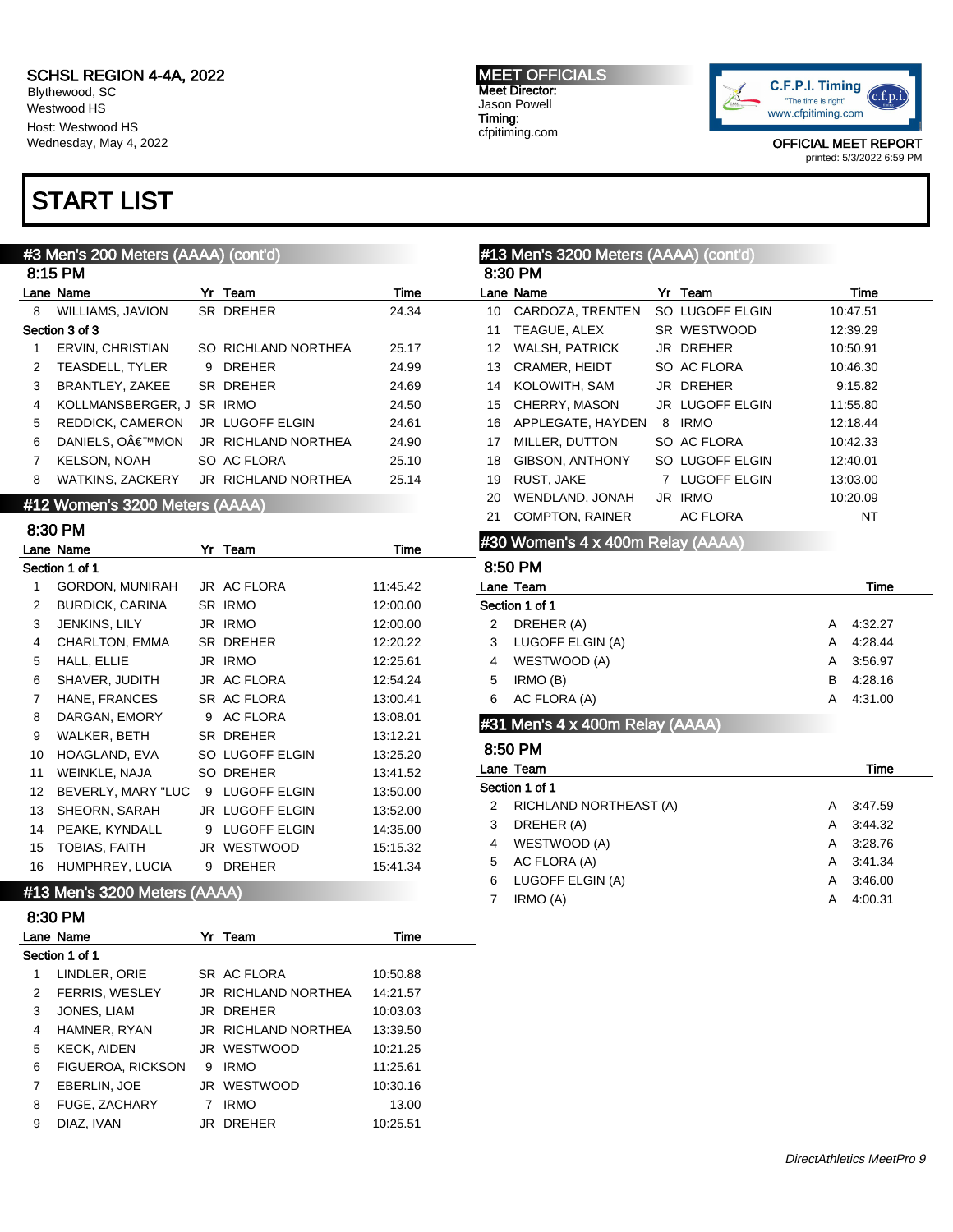SCHSL REGION 4-4A, 2022
Blythewood, SC
Westwood HS
Host: Westwood HS
Wednesday, May 4, 2022

MEET OFFICIALS
Meet Director:
Jason Powell
Timing:
cfpitiming.com

OFFICIAL MEET REPORT
printed: 5/3/2022 6:59 PM

# START LIST

## #3 Men's 200 Meters (AAAA) (cont'd)

8:15 PM

| Lane | Name | Yr | Team | Time |
|---|---|---|---|---|
| 8 | WILLIAMS, JAVION | SR | DREHER | 24.34 |
| Section 3 of 3 | | | | |
| 1 | ERVIN, CHRISTIAN | SO | RICHLAND NORTHEA | 25.17 |
| 2 | TEASDELL, TYLER | 9 | DREHER | 24.99 |
| 3 | BRANTLEY, ZAKEE | SR | DREHER | 24.69 |
| 4 | KOLLMANSBERGER, J | SR | IRMO | 24.50 |
| 5 | REDDICK, CAMERON | JR | LUGOFF ELGIN | 24.61 |
| 6 | DANIELS, OÃ€™MON | JR | RICHLAND NORTHEA | 24.90 |
| 7 | KELSON, NOAH | SO | AC FLORA | 25.10 |
| 8 | WATKINS, ZACKERY | JR | RICHLAND NORTHEA | 25.14 |

## #12 Women's 3200 Meters (AAAA)

8:30 PM

| Lane | Name | Yr | Team | Time |
|---|---|---|---|---|
| Section 1 of 1 | | | | |
| 1 | GORDON, MUNIRAH | JR | AC FLORA | 11:45.42 |
| 2 | BURDICK, CARINA | SR | IRMO | 12:00.00 |
| 3 | JENKINS, LILY | JR | IRMO | 12:00.00 |
| 4 | CHARLTON, EMMA | SR | DREHER | 12:20.22 |
| 5 | HALL, ELLIE | JR | IRMO | 12:25.61 |
| 6 | SHAVER, JUDITH | JR | AC FLORA | 12:54.24 |
| 7 | HANE, FRANCES | SR | AC FLORA | 13:00.41 |
| 8 | DARGAN, EMORY | 9 | AC FLORA | 13:08.01 |
| 9 | WALKER, BETH | SR | DREHER | 13:12.21 |
| 10 | HOAGLAND, EVA | SO | LUGOFF ELGIN | 13:25.20 |
| 11 | WEINKLE, NAJA | SO | DREHER | 13:41.52 |
| 12 | BEVERLY, MARY "LUC | 9 | LUGOFF ELGIN | 13:50.00 |
| 13 | SHEORN, SARAH | JR | LUGOFF ELGIN | 13:52.00 |
| 14 | PEAKE, KYNDALL | 9 | LUGOFF ELGIN | 14:35.00 |
| 15 | TOBIAS, FAITH | JR | WESTWOOD | 15:15.32 |
| 16 | HUMPHREY, LUCIA | 9 | DREHER | 15:41.34 |

## #13 Men's 3200 Meters (AAAA)

8:30 PM

| Lane | Name | Yr | Team | Time |
|---|---|---|---|---|
| Section 1 of 1 | | | | |
| 1 | LINDLER, ORIE | SR | AC FLORA | 10:50.88 |
| 2 | FERRIS, WESLEY | JR | RICHLAND NORTHEA | 14:21.57 |
| 3 | JONES, LIAM | JR | DREHER | 10:03.03 |
| 4 | HAMNER, RYAN | JR | RICHLAND NORTHEA | 13:39.50 |
| 5 | KECK, AIDEN | JR | WESTWOOD | 10:21.25 |
| 6 | FIGUEROA, RICKSON | 9 | IRMO | 11:25.61 |
| 7 | EBERLIN, JOE | JR | WESTWOOD | 10:30.16 |
| 8 | FUGE, ZACHARY | 7 | IRMO | 13.00 |
| 9 | DIAZ, IVAN | JR | DREHER | 10:25.51 |
| 10 | CARDOZA, TRENTEN | SO | LUGOFF ELGIN | 10:47.51 |
| 11 | TEAGUE, ALEX | SR | WESTWOOD | 12:39.29 |
| 12 | WALSH, PATRICK | JR | DREHER | 10:50.91 |
| 13 | CRAMER, HEIDT | SO | AC FLORA | 10:46.30 |
| 14 | KOLOWITH, SAM | JR | DREHER | 9:15.82 |
| 15 | CHERRY, MASON | JR | LUGOFF ELGIN | 11:55.80 |
| 16 | APPLEGATE, HAYDEN | 8 | IRMO | 12:18.44 |
| 17 | MILLER, DUTTON | SO | AC FLORA | 10:42.33 |
| 18 | GIBSON, ANTHONY | SO | LUGOFF ELGIN | 12:40.01 |
| 19 | RUST, JAKE | 7 | LUGOFF ELGIN | 13:03.00 |
| 20 | WENDLAND, JONAH | JR | IRMO | 10:20.09 |
| 21 | COMPTON, RAINER | | AC FLORA | NT |

## #30 Women's 4 x 400m Relay (AAAA)

8:50 PM

| Lane | Team | | Time |
|---|---|---|---|
| Section 1 of 1 | | | |
| 2 | DREHER (A) | A | 4:32.27 |
| 3 | LUGOFF ELGIN (A) | A | 4:28.44 |
| 4 | WESTWOOD (A) | A | 3:56.97 |
| 5 | IRMO (B) | B | 4:28.16 |
| 6 | AC FLORA (A) | A | 4:31.00 |

## #31 Men's 4 x 400m Relay (AAAA)

8:50 PM

| Lane | Team | | Time |
|---|---|---|---|
| Section 1 of 1 | | | |
| 2 | RICHLAND NORTHEAST (A) | A | 3:47.59 |
| 3 | DREHER (A) | A | 3:44.32 |
| 4 | WESTWOOD (A) | A | 3:28.76 |
| 5 | AC FLORA (A) | A | 3:41.34 |
| 6 | LUGOFF ELGIN (A) | A | 3:46.00 |
| 7 | IRMO (A) | A | 4:00.31 |